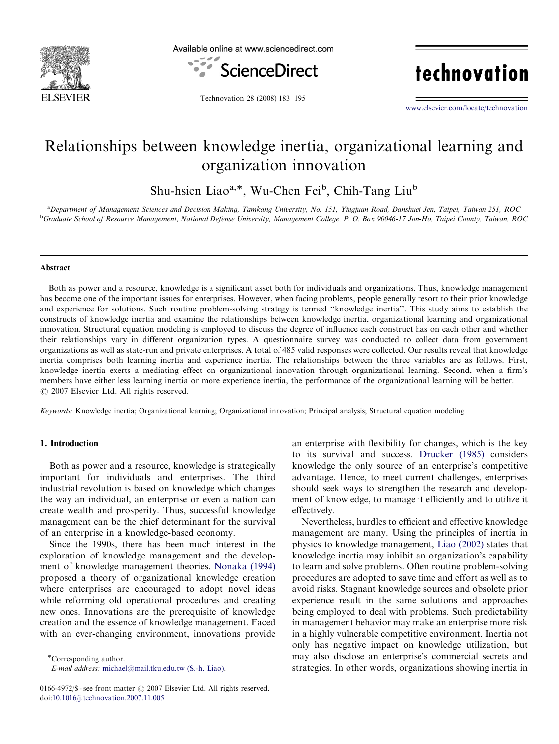# Relationships between knowledge inertia, organizational learning and organization innovation

Shu-hsien Liao[a,*], Wu-Chen Fei[b], Chih-Tang Liu[b]

[a] *Department of Management Sciences and Decision Making, Tamkang University, No. 151, Yingjuan Road, Danshuei Jen, Taipei, Taiwan 251, ROC*
[b] *Graduate School of Resource Management, National Defense University, Management College, P. O. Box 90046-17 Jon-Ho, Taipei County, Taiwan, ROC*

## Abstract

Both as power and a resource, knowledge is a significant asset both for individuals and organizations. Thus, knowledge management has become one of the important issues for enterprises. However, when facing problems, people generally resort to their prior knowledge and experience for solutions. Such routine problem-solving strategy is termed "knowledge inertia". This study aims to establish the constructs of knowledge inertia and examine the relationships between knowledge inertia, organizational learning and organizational innovation. Structural equation modeling is employed to discuss the degree of influence each construct has on each other and whether their relationships vary in different organization types. A questionnaire survey was conducted to collect data from government organizations as well as state-run and private enterprises. A total of 485 valid responses were collected. Our results reveal that knowledge inertia comprises both learning inertia and experience inertia. The relationships between the three variables are as follows. First, knowledge inertia exerts a mediating effect on organizational innovation through organizational learning. Second, when a firm's members have either less learning inertia or more experience inertia, the performance of the organizational learning will be better.
© 2007 Elsevier Ltd. All rights reserved.

*Keywords:* Knowledge inertia; Organizational learning; Organizational innovation; Principal analysis; Structural equation modeling

## 1. Introduction

Both as power and a resource, knowledge is strategically important for individuals and enterprises. The third industrial revolution is based on knowledge which changes the way an individual, an enterprise or even a nation can create wealth and prosperity. Thus, successful knowledge management can be the chief determinant for the survival of an enterprise in a knowledge-based economy.

Since the 1990s, there has been much interest in the exploration of knowledge management and the development of knowledge management theories. Nonaka (1994) proposed a theory of organizational knowledge creation where enterprises are encouraged to adopt novel ideas while reforming old operational procedures and creating new ones. Innovations are the prerequisite of knowledge creation and the essence of knowledge management. Faced with an ever-changing environment, innovations provide an enterprise with flexibility for changes, which is the key to its survival and success. Drucker (1985) considers knowledge the only source of an enterprise's competitive advantage. Hence, to meet current challenges, enterprises should seek ways to strengthen the research and development of knowledge, to manage it efficiently and to utilize it effectively.

Nevertheless, hurdles to efficient and effective knowledge management are many. Using the principles of inertia in physics to knowledge management, Liao (2002) states that knowledge inertia may inhibit an organization's capability to learn and solve problems. Often routine problem-solving procedures are adopted to save time and effort as well as to avoid risks. Stagnant knowledge sources and obsolete prior experience result in the same solutions and approaches being employed to deal with problems. Such predictability in management behavior may make an enterprise more risk in a highly vulnerable competitive environment. Inertia not only has negative impact on knowledge utilization, but may also disclose an enterprise's commercial secrets and strategies. In other words, organizations showing inertia in

*Corresponding author.
*E-mail address:* michael@mail.tku.edu.tw (S.-h. Liao).

0166-4972/$ - see front matter © 2007 Elsevier Ltd. All rights reserved.
doi:10.1016/j.technovation.2007.11.005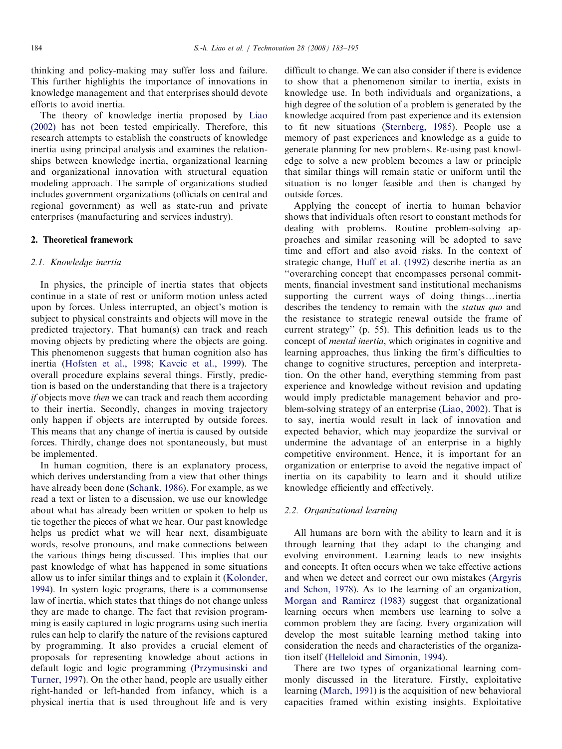thinking and policy-making may suffer loss and failure. This further highlights the importance of innovations in knowledge management and that enterprises should devote efforts to avoid inertia.

The theory of knowledge inertia proposed by Liao (2002) has not been tested empirically. Therefore, this research attempts to establish the constructs of knowledge inertia using principal analysis and examines the relationships between knowledge inertia, organizational learning and organizational innovation with structural equation modeling approach. The sample of organizations studied includes government organizations (officials on central and regional government) as well as state-run and private enterprises (manufacturing and services industry).

## 2. Theoretical framework

### 2.1. Knowledge inertia

In physics, the principle of inertia states that objects continue in a state of rest or uniform motion unless acted upon by forces. Unless interrupted, an object's motion is subject to physical constraints and objects will move in the predicted trajectory. That human(s) can track and reach moving objects by predicting where the objects are going. This phenomenon suggests that human cognition also has inertia (Hofsten et al., 1998; Kavcic et al., 1999). The overall procedure explains several things. Firstly, prediction is based on the understanding that there is a trajectory *if* objects move *then* we can track and reach them according to their inertia. Secondly, changes in moving trajectory only happen if objects are interrupted by outside forces. This means that any change of inertia is caused by outside forces. Thirdly, change does not spontaneously, but must be implemented.

In human cognition, there is an explanatory process, which derives understanding from a view that other things have already been done (Schank, 1986). For example, as we read a text or listen to a discussion, we use our knowledge about what has already been written or spoken to help us tie together the pieces of what we hear. Our past knowledge helps us predict what we will hear next, disambiguate words, resolve pronouns, and make connections between the various things being discussed. This implies that our past knowledge of what has happened in some situations allow us to infer similar things and to explain it (Kolonder, 1994). In system logic programs, there is a commonsense law of inertia, which states that things do not change unless they are made to change. The fact that revision programming is easily captured in logic programs using such inertia rules can help to clarify the nature of the revisions captured by programming. It also provides a crucial element of proposals for representing knowledge about actions in default logic and logic programming (Przymusinski and Turner, 1997). On the other hand, people are usually either right-handed or left-handed from infancy, which is a physical inertia that is used throughout life and is very difficult to change. We can also consider if there is evidence to show that a phenomenon similar to inertia, exists in knowledge use. In both individuals and organizations, a high degree of the solution of a problem is generated by the knowledge acquired from past experience and its extension to fit new situations (Sternberg, 1985). People use a memory of past experiences and knowledge as a guide to generate planning for new problems. Re-using past knowledge to solve a new problem becomes a law or principle that similar things will remain static or uniform until the situation is no longer feasible and then is changed by outside forces.

Applying the concept of inertia to human behavior shows that individuals often resort to constant methods for dealing with problems. Routine problem-solving approaches and similar reasoning will be adopted to save time and effort and also avoid risks. In the context of strategic change, Huff et al. (1992) describe inertia as an "overarching concept that encompasses personal commitments, financial investment sand institutional mechanisms supporting the current ways of doing things…inertia describes the tendency to remain with the *status quo* and the resistance to strategic renewal outside the frame of current strategy" (p. 55). This definition leads us to the concept of *mental inertia*, which originates in cognitive and learning approaches, thus linking the firm's difficulties to change to cognitive structures, perception and interpretation. On the other hand, everything stemming from past experience and knowledge without revision and updating would imply predictable management behavior and problem-solving strategy of an enterprise (Liao, 2002). That is to say, inertia would result in lack of innovation and expected behavior, which may jeopardize the survival or undermine the advantage of an enterprise in a highly competitive environment. Hence, it is important for an organization or enterprise to avoid the negative impact of inertia on its capability to learn and it should utilize knowledge efficiently and effectively.

### 2.2. Organizational learning

All humans are born with the ability to learn and it is through learning that they adapt to the changing and evolving environment. Learning leads to new insights and concepts. It often occurs when we take effective actions and when we detect and correct our own mistakes (Argyris and Schon, 1978). As to the learning of an organization, Morgan and Ramirez (1983) suggest that organizational learning occurs when members use learning to solve a common problem they are facing. Every organization will develop the most suitable learning method taking into consideration the needs and characteristics of the organization itself (Helleloid and Simonin, 1994).

There are two types of organizational learning commonly discussed in the literature. Firstly, exploitative learning (March, 1991) is the acquisition of new behavioral capacities framed within existing insights. Exploitative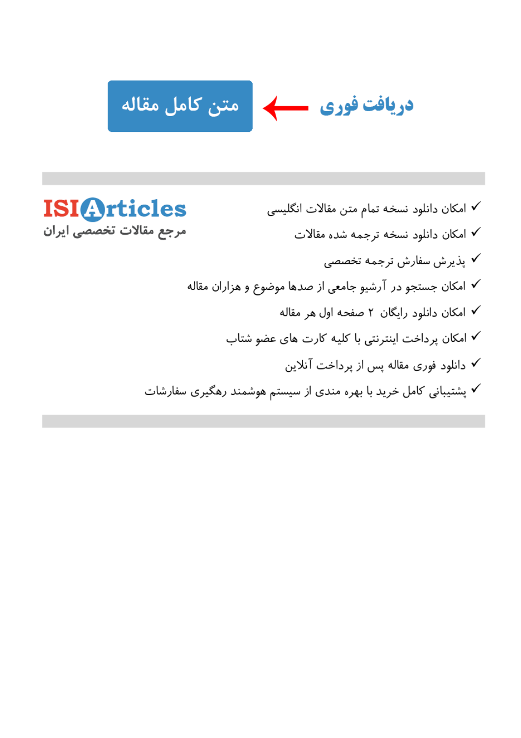دریافت فوری ← متن کامل مقاله

**ISIArticles**
مرجع مقالات تخصصی ایران

- ✓ امکان دانلود نسخه تمام متن مقالات انگلیسی
- ✓ امکان دانلود نسخه ترجمه شده مقالات
- ✓ پذیرش سفارش ترجمه تخصصی
- ✓ امکان جستجو در آرشیو جامعی از صدها موضوع و هزاران مقاله
- ✓ امکان دانلود رایگان ۲ صفحه اول هر مقاله
- ✓ امکان پرداخت اینترنتی با کلیه کارت های عضو شتاب
- ✓ دانلود فوری مقاله پس از پرداخت آنلاین
- ✓ پشتیبانی کامل خرید با بهره مندی از سیستم هوشمند رهگیری سفارشات